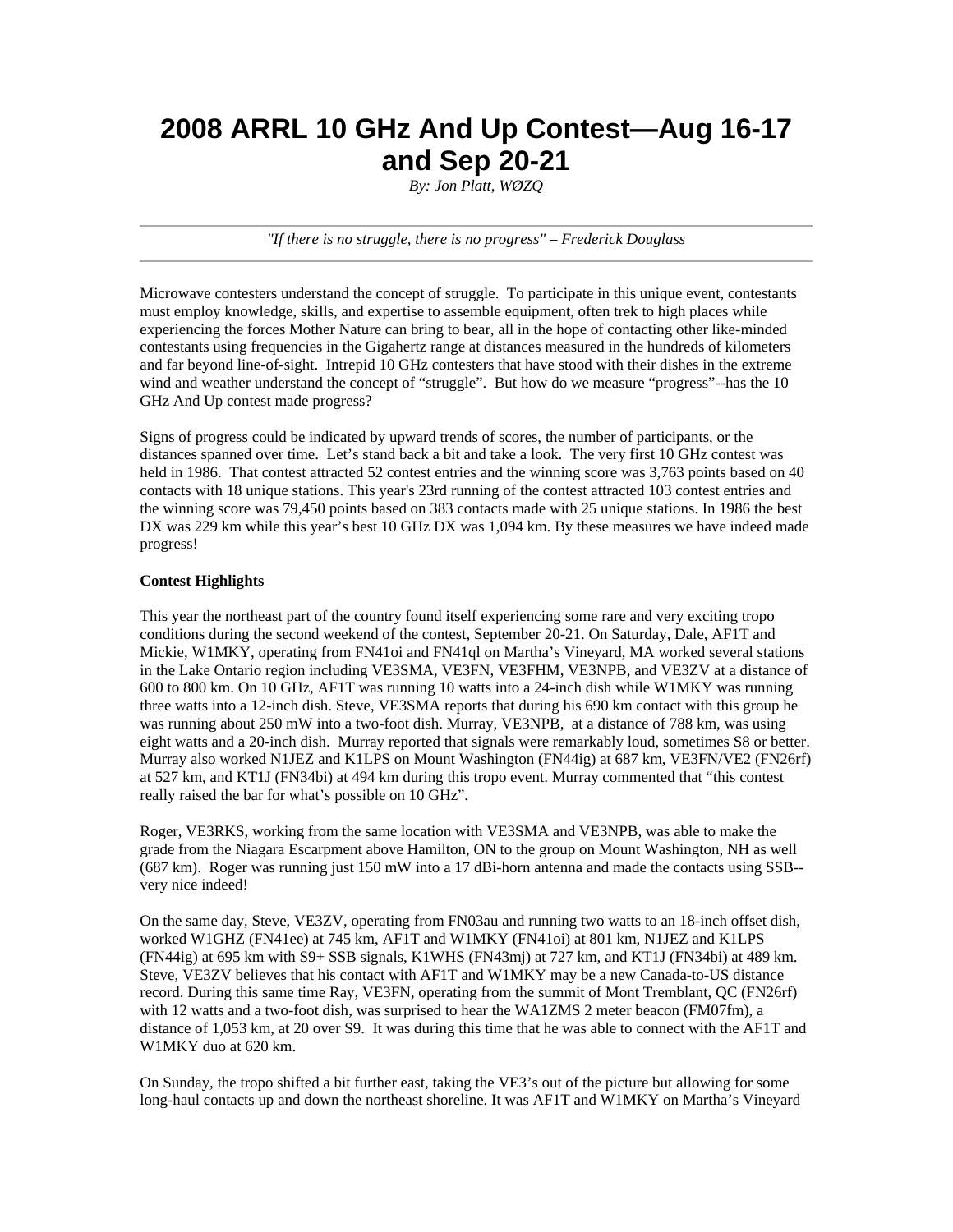# 2008 ARRL 10 GHz And Up Contest—Aug 16-17 and Sep 20-21

*By: Jon Platt, WØZQ*

---

*"If there is no struggle, there is no progress" – Frederick Douglass*

---

Microwave contesters understand the concept of struggle. To participate in this unique event, contestants must employ knowledge, skills, and expertise to assemble equipment, often trek to high places while experiencing the forces Mother Nature can bring to bear, all in the hope of contacting other like-minded contestants using frequencies in the Gigahertz range at distances measured in the hundreds of kilometers and far beyond line-of-sight. Intrepid 10 GHz contesters that have stood with their dishes in the extreme wind and weather understand the concept of "struggle". But how do we measure "progress"--has the 10 GHz And Up contest made progress?

Signs of progress could be indicated by upward trends of scores, the number of participants, or the distances spanned over time. Let's stand back a bit and take a look. The very first 10 GHz contest was held in 1986. That contest attracted 52 contest entries and the winning score was 3,763 points based on 40 contacts with 18 unique stations. This year's 23rd running of the contest attracted 103 contest entries and the winning score was 79,450 points based on 383 contacts made with 25 unique stations. In 1986 the best DX was 229 km while this year's best 10 GHz DX was 1,094 km. By these measures we have indeed made progress!

**Contest Highlights**

This year the northeast part of the country found itself experiencing some rare and very exciting tropo conditions during the second weekend of the contest, September 20-21. On Saturday, Dale, AF1T and Mickie, W1MKY, operating from FN41oi and FN41ql on Martha's Vineyard, MA worked several stations in the Lake Ontario region including VE3SMA, VE3FN, VE3FHM, VE3NPB, and VE3ZV at a distance of 600 to 800 km. On 10 GHz, AF1T was running 10 watts into a 24-inch dish while W1MKY was running three watts into a 12-inch dish. Steve, VE3SMA reports that during his 690 km contact with this group he was running about 250 mW into a two-foot dish. Murray, VE3NPB, at a distance of 788 km, was using eight watts and a 20-inch dish. Murray reported that signals were remarkably loud, sometimes S8 or better. Murray also worked N1JEZ and K1LPS on Mount Washington (FN44ig) at 687 km, VE3FN/VE2 (FN26rf) at 527 km, and KT1J (FN34bi) at 494 km during this tropo event. Murray commented that "this contest really raised the bar for what's possible on 10 GHz".

Roger, VE3RKS, working from the same location with VE3SMA and VE3NPB, was able to make the grade from the Niagara Escarpment above Hamilton, ON to the group on Mount Washington, NH as well (687 km). Roger was running just 150 mW into a 17 dBi-horn antenna and made the contacts using SSB--very nice indeed!

On the same day, Steve, VE3ZV, operating from FN03au and running two watts to an 18-inch offset dish, worked W1GHZ (FN41ee) at 745 km, AF1T and W1MKY (FN41oi) at 801 km, N1JEZ and K1LPS (FN44ig) at 695 km with S9+ SSB signals, K1WHS (FN43mj) at 727 km, and KT1J (FN34bi) at 489 km. Steve, VE3ZV believes that his contact with AF1T and W1MKY may be a new Canada-to-US distance record. During this same time Ray, VE3FN, operating from the summit of Mont Tremblant, QC (FN26rf) with 12 watts and a two-foot dish, was surprised to hear the WA1ZMS 2 meter beacon (FM07fm), a distance of 1,053 km, at 20 over S9. It was during this time that he was able to connect with the AF1T and W1MKY duo at 620 km.

On Sunday, the tropo shifted a bit further east, taking the VE3's out of the picture but allowing for some long-haul contacts up and down the northeast shoreline. It was AF1T and W1MKY on Martha's Vineyard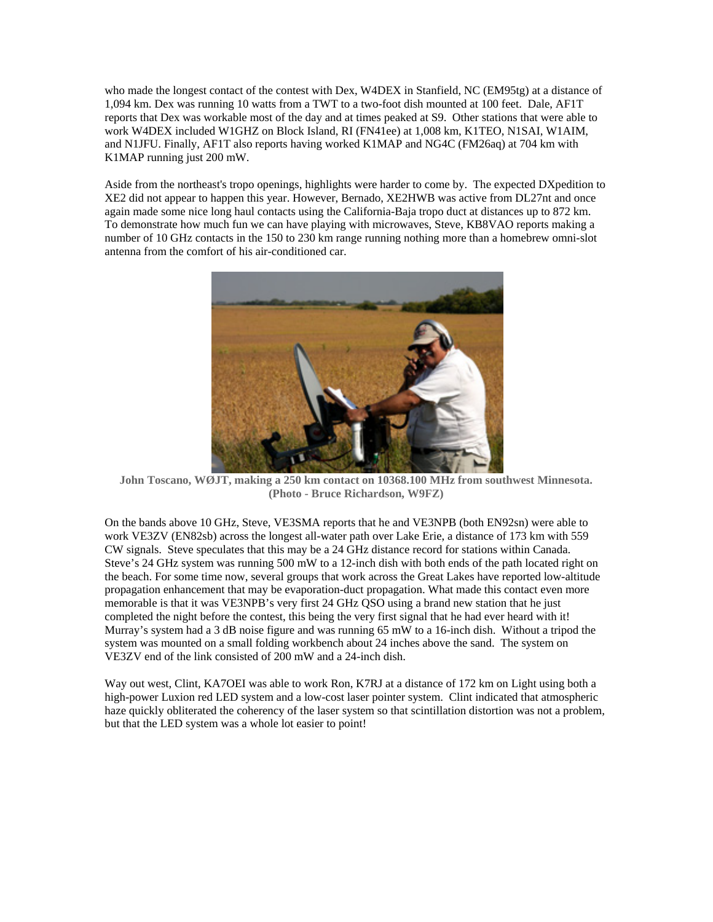who made the longest contact of the contest with Dex, W4DEX in Stanfield, NC (EM95tg) at a distance of 1,094 km. Dex was running 10 watts from a TWT to a two-foot dish mounted at 100 feet. Dale, AF1T reports that Dex was workable most of the day and at times peaked at S9. Other stations that were able to work W4DEX included W1GHZ on Block Island, RI (FN41ee) at 1,008 km, K1TEO, N1SAI, W1AIM, and N1JFU. Finally, AF1T also reports having worked K1MAP and NG4C (FM26aq) at 704 km with K1MAP running just 200 mW.

Aside from the northeast's tropo openings, highlights were harder to come by. The expected DXpedition to XE2 did not appear to happen this year. However, Bernado, XE2HWB was active from DL27nt and once again made some nice long haul contacts using the California-Baja tropo duct at distances up to 872 km. To demonstrate how much fun we can have playing with microwaves, Steve, KB8VAO reports making a number of 10 GHz contacts in the 150 to 230 km range running nothing more than a homebrew omni-slot antenna from the comfort of his air-conditioned car.

**John Toscano, WØJT, making a 250 km contact on 10368.100 MHz from southwest Minnesota. (Photo - Bruce Richardson, W9FZ)**

On the bands above 10 GHz, Steve, VE3SMA reports that he and VE3NPB (both EN92sn) were able to work VE3ZV (EN82sb) across the longest all-water path over Lake Erie, a distance of 173 km with 559 CW signals. Steve speculates that this may be a 24 GHz distance record for stations within Canada. Steve's 24 GHz system was running 500 mW to a 12-inch dish with both ends of the path located right on the beach. For some time now, several groups that work across the Great Lakes have reported low-altitude propagation enhancement that may be evaporation-duct propagation. What made this contact even more memorable is that it was VE3NPB's very first 24 GHz QSO using a brand new station that he just completed the night before the contest, this being the very first signal that he had ever heard with it! Murray's system had a 3 dB noise figure and was running 65 mW to a 16-inch dish. Without a tripod the system was mounted on a small folding workbench about 24 inches above the sand. The system on VE3ZV end of the link consisted of 200 mW and a 24-inch dish.

Way out west, Clint, KA7OEI was able to work Ron, K7RJ at a distance of 172 km on Light using both a high-power Luxion red LED system and a low-cost laser pointer system. Clint indicated that atmospheric haze quickly obliterated the coherency of the laser system so that scintillation distortion was not a problem, but that the LED system was a whole lot easier to point!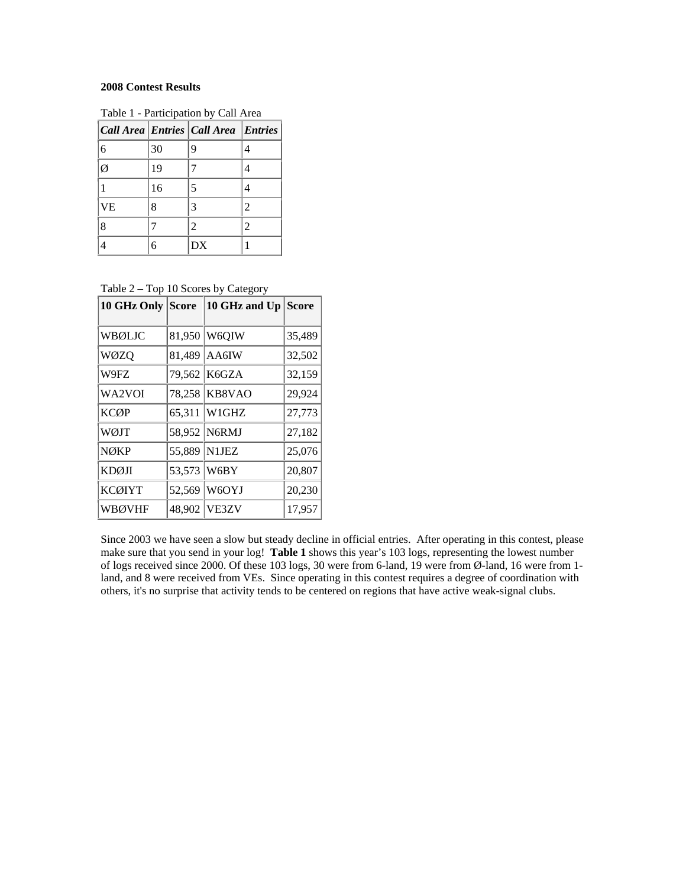**2008 Contest Results**

Table 1 - Participation by Call Area

| *Call Area* | *Entries* | *Call Area* | *Entries* |
|---|---|---|---|
| 6 | 30 | 9 | 4 |
| Ø | 19 | 7 | 4 |
| 1 | 16 | 5 | 4 |
| VE | 8 | 3 | 2 |
| 8 | 7 | 2 | 2 |
| 4 | 6 | DX | 1 |

Table 2 – Top 10 Scores by Category

| **10 GHz Only** | **Score** | **10 GHz and Up** | **Score** |
|---|---|---|---|
| WBØLJC | 81,950 | W6QIW | 35,489 |
| WØZQ | 81,489 | AA6IW | 32,502 |
| W9FZ | 79,562 | K6GZA | 32,159 |
| WA2VOI | 78,258 | KB8VAO | 29,924 |
| KCØP | 65,311 | W1GHZ | 27,773 |
| WØJT | 58,952 | N6RMJ | 27,182 |
| NØKP | 55,889 | N1JEZ | 25,076 |
| KDØJI | 53,573 | W6BY | 20,807 |
| KCØIYT | 52,569 | W6OYJ | 20,230 |
| WBØVHF | 48,902 | VE3ZV | 17,957 |

Since 2003 we have seen a slow but steady decline in official entries. After operating in this contest, please make sure that you send in your log! **Table 1** shows this year's 103 logs, representing the lowest number of logs received since 2000. Of these 103 logs, 30 were from 6-land, 19 were from Ø-land, 16 were from 1-land, and 8 were received from VEs. Since operating in this contest requires a degree of coordination with others, it's no surprise that activity tends to be centered on regions that have active weak-signal clubs.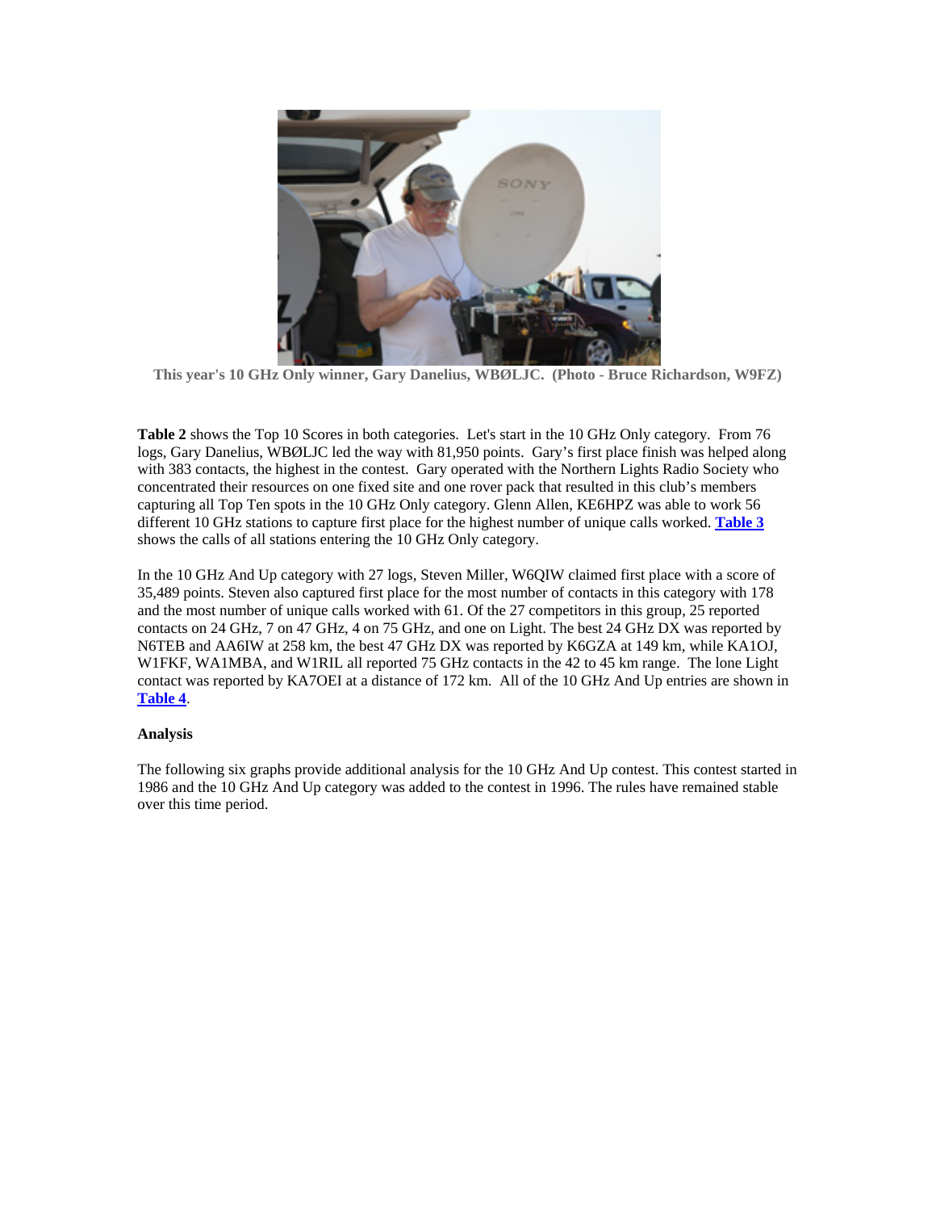This year's 10 GHz Only winner, Gary Danelius, WBØLJC. (Photo - Bruce Richardson, W9FZ)

**Table 2** shows the Top 10 Scores in both categories. Let's start in the 10 GHz Only category. From 76 logs, Gary Danelius, WBØLJC led the way with 81,950 points. Gary's first place finish was helped along with 383 contacts, the highest in the contest. Gary operated with the Northern Lights Radio Society who concentrated their resources on one fixed site and one rover pack that resulted in this club's members capturing all Top Ten spots in the 10 GHz Only category. Glenn Allen, KE6HPZ was able to work 56 different 10 GHz stations to capture first place for the highest number of unique calls worked. **Table 3** shows the calls of all stations entering the 10 GHz Only category.

In the 10 GHz And Up category with 27 logs, Steven Miller, W6QIW claimed first place with a score of 35,489 points. Steven also captured first place for the most number of contacts in this category with 178 and the most number of unique calls worked with 61. Of the 27 competitors in this group, 25 reported contacts on 24 GHz, 7 on 47 GHz, 4 on 75 GHz, and one on Light. The best 24 GHz DX was reported by N6TEB and AA6IW at 258 km, the best 47 GHz DX was reported by K6GZA at 149 km, while KA1OJ, W1FKF, WA1MBA, and W1RIL all reported 75 GHz contacts in the 42 to 45 km range. The lone Light contact was reported by KA7OEI at a distance of 172 km. All of the 10 GHz And Up entries are shown in **Table 4**.

**Analysis**

The following six graphs provide additional analysis for the 10 GHz And Up contest. This contest started in 1986 and the 10 GHz And Up category was added to the contest in 1996. The rules have remained stable over this time period.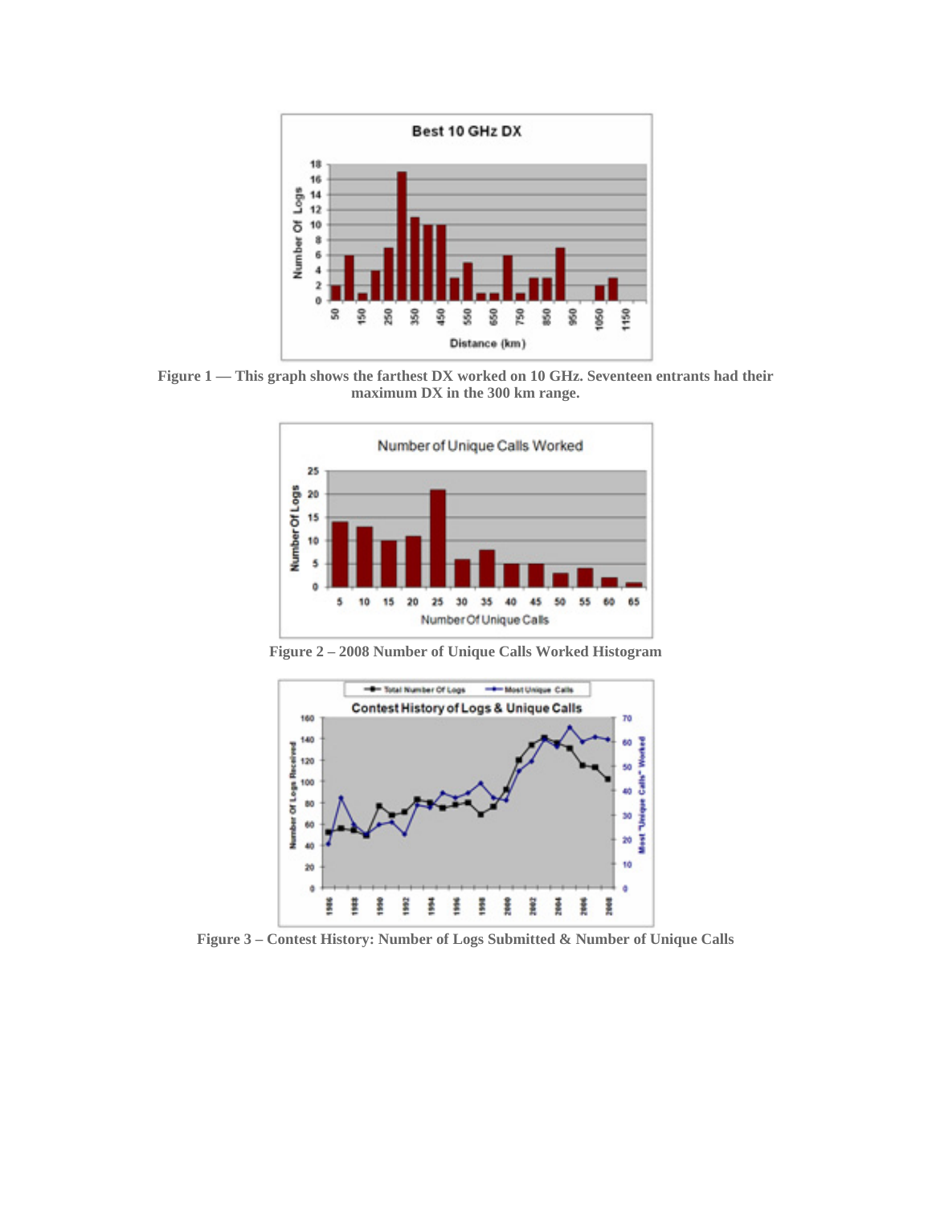Figure 1 — This graph shows the farthest DX worked on 10 GHz. Seventeen entrants had their maximum DX in the 300 km range.

Figure 2 – 2008 Number of Unique Calls Worked Histogram

Figure 3 – Contest History: Number of Logs Submitted & Number of Unique Calls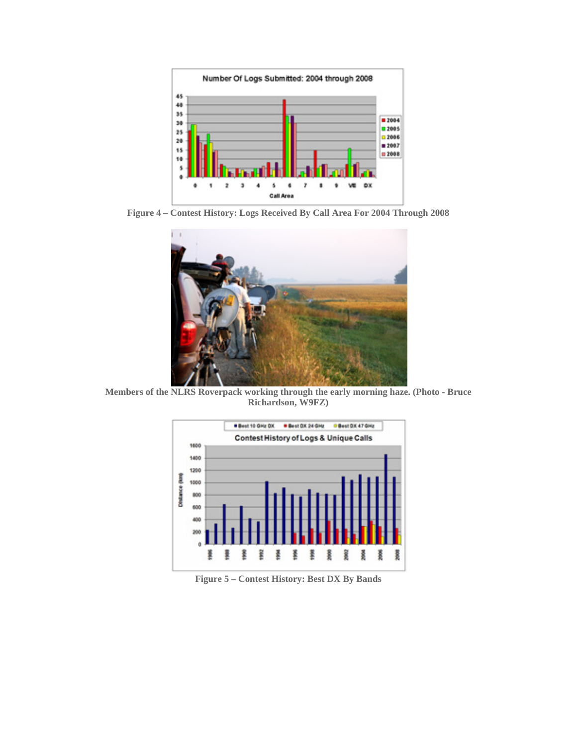Figure 4 – Contest History: Logs Received By Call Area For 2004 Through 2008

Members of the NLRS Roverpack working through the early morning haze. (Photo - Bruce Richardson, W9FZ)

Figure 5 – Contest History: Best DX By Bands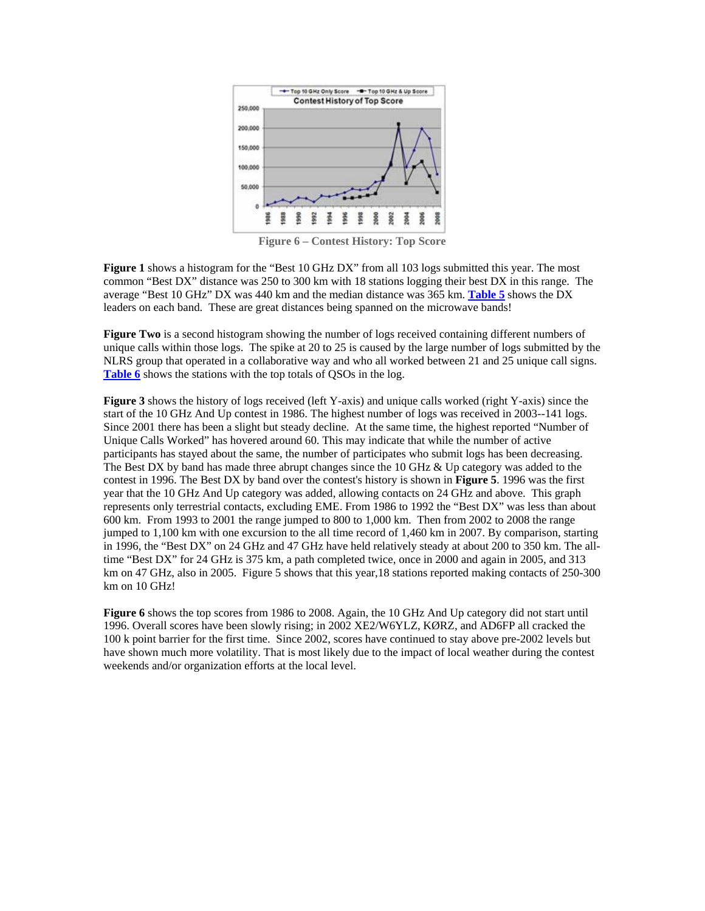Figure 6 – Contest History: Top Score

**Figure 1** shows a histogram for the "Best 10 GHz DX" from all 103 logs submitted this year. The most common "Best DX" distance was 250 to 300 km with 18 stations logging their best DX in this range. The average "Best 10 GHz" DX was 440 km and the median distance was 365 km. **Table 5** shows the DX leaders on each band. These are great distances being spanned on the microwave bands!

**Figure Two** is a second histogram showing the number of logs received containing different numbers of unique calls within those logs. The spike at 20 to 25 is caused by the large number of logs submitted by the NLRS group that operated in a collaborative way and who all worked between 21 and 25 unique call signs. **Table 6** shows the stations with the top totals of QSOs in the log.

**Figure 3** shows the history of logs received (left Y-axis) and unique calls worked (right Y-axis) since the start of the 10 GHz And Up contest in 1986. The highest number of logs was received in 2003--141 logs. Since 2001 there has been a slight but steady decline. At the same time, the highest reported "Number of Unique Calls Worked" has hovered around 60. This may indicate that while the number of active participants has stayed about the same, the number of participates who submit logs has been decreasing. The Best DX by band has made three abrupt changes since the 10 GHz & Up category was added to the contest in 1996. The Best DX by band over the contest's history is shown in **Figure 5**. 1996 was the first year that the 10 GHz And Up category was added, allowing contacts on 24 GHz and above. This graph represents only terrestrial contacts, excluding EME. From 1986 to 1992 the "Best DX" was less than about 600 km. From 1993 to 2001 the range jumped to 800 to 1,000 km. Then from 2002 to 2008 the range jumped to 1,100 km with one excursion to the all time record of 1,460 km in 2007. By comparison, starting in 1996, the "Best DX" on 24 GHz and 47 GHz have held relatively steady at about 200 to 350 km. The all-time "Best DX" for 24 GHz is 375 km, a path completed twice, once in 2000 and again in 2005, and 313 km on 47 GHz, also in 2005. Figure 5 shows that this year,18 stations reported making contacts of 250-300 km on 10 GHz!

**Figure 6** shows the top scores from 1986 to 2008. Again, the 10 GHz And Up category did not start until 1996. Overall scores have been slowly rising; in 2002 XE2/W6YLZ, KØRZ, and AD6FP all cracked the 100 k point barrier for the first time. Since 2002, scores have continued to stay above pre-2002 levels but have shown much more volatility. That is most likely due to the impact of local weather during the contest weekends and/or organization efforts at the local level.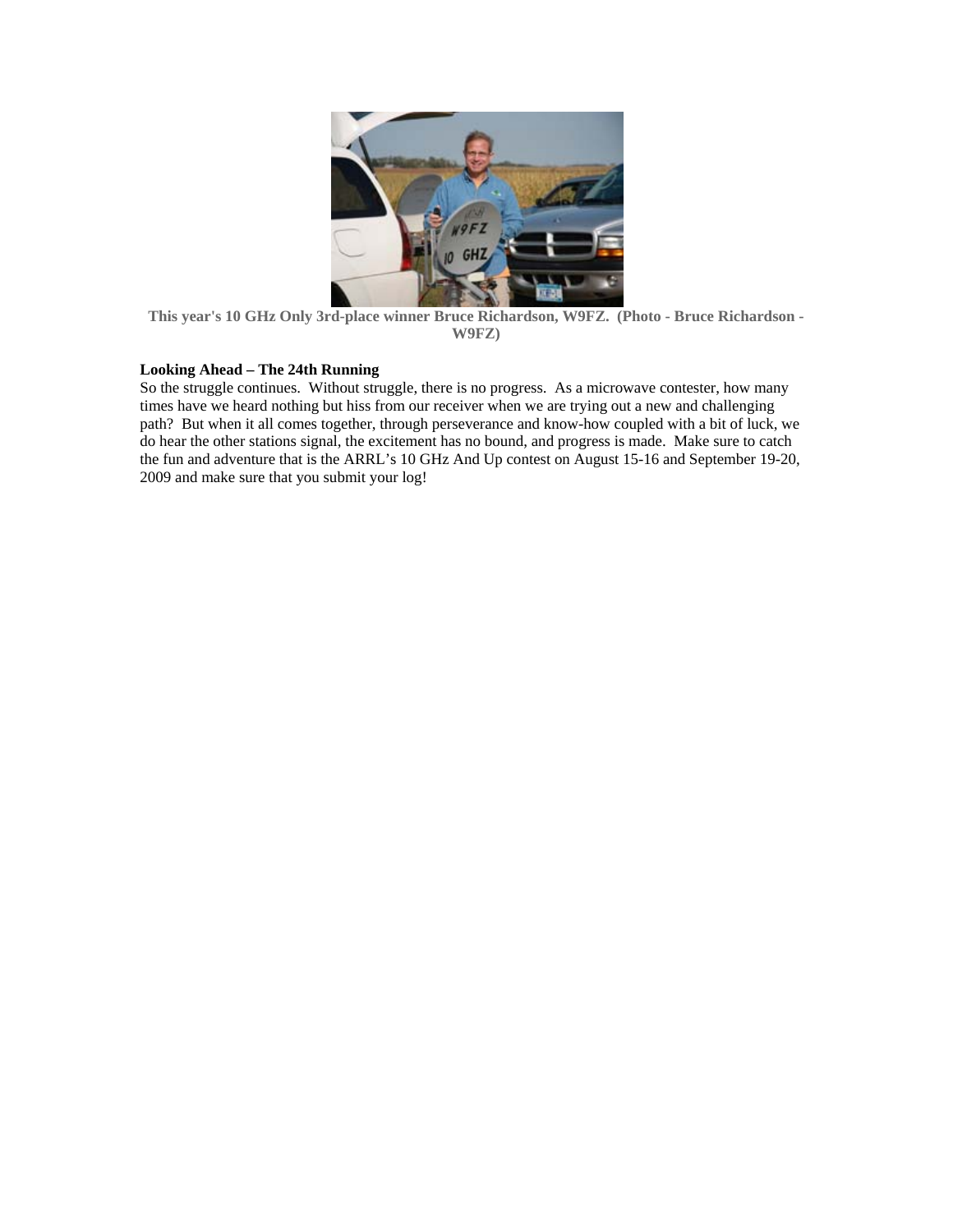**This year's 10 GHz Only 3rd-place winner Bruce Richardson, W9FZ. (Photo - Bruce Richardson - W9FZ)**

**Looking Ahead – The 24th Running**

So the struggle continues. Without struggle, there is no progress. As a microwave contester, how many times have we heard nothing but hiss from our receiver when we are trying out a new and challenging path? But when it all comes together, through perseverance and know-how coupled with a bit of luck, we do hear the other stations signal, the excitement has no bound, and progress is made. Make sure to catch the fun and adventure that is the ARRL's 10 GHz And Up contest on August 15-16 and September 19-20, 2009 and make sure that you submit your log!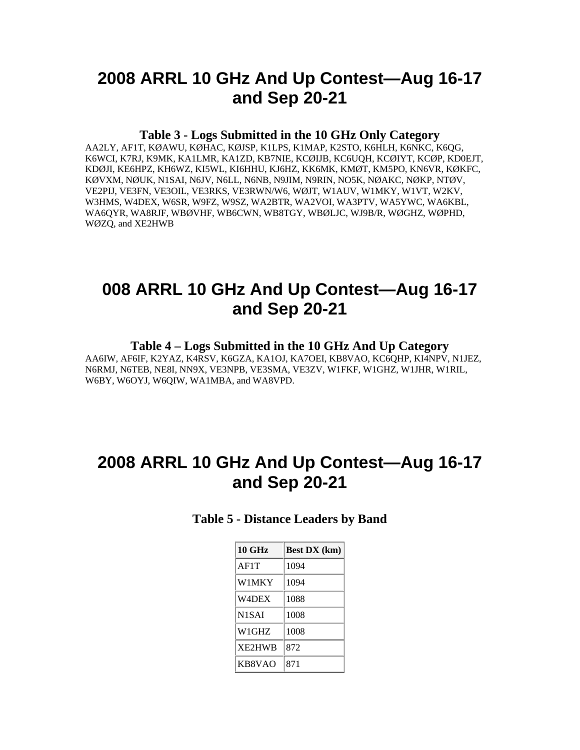# 2008 ARRL 10 GHz And Up Contest—Aug 16-17 and Sep 20-21

### Table 3 - Logs Submitted in the 10 GHz Only Category

AA2LY, AF1T, KØAWU, KØHAC, KØJSP, K1LPS, K1MAP, K2STO, K6HLH, K6NKC, K6QG, K6WCI, K7RJ, K9MK, KA1LMR, KA1ZD, KB7NIE, KCØIJB, KC6UQH, KCØIYT, KCØP, KD0EJT, KDØJI, KE6HPZ, KH6WZ, KI5WL, KI6HHU, KJ6HZ, KK6MK, KMØT, KM5PO, KN6VR, KØKFC, KØVXM, NØUK, N1SAI, N6JV, N6LL, N6NB, N9JIM, N9RIN, NO5K, NØAKC, NØKP, NTØV, VE2PIJ, VE3FN, VE3OIL, VE3RKS, VE3RWN/W6, WØJT, W1AUV, W1MKY, W1VT, W2KV, W3HMS, W4DEX, W6SR, W9FZ, W9SZ, WA2BTR, WA2VOI, WA3PTV, WA5YWC, WA6KBL, WA6QYR, WA8RJF, WBØVHF, WB6CWN, WB8TGY, WBØLJC, WJ9B/R, WØGHZ, WØPHD, WØZQ, and XE2HWB

# 008 ARRL 10 GHz And Up Contest—Aug 16-17 and Sep 20-21

### Table 4 – Logs Submitted in the 10 GHz And Up Category

AA6IW, AF6IF, K2YAZ, K4RSV, K6GZA, KA1OJ, KA7OEI, KB8VAO, KC6QHP, KI4NPV, N1JEZ, N6RMJ, N6TEB, NE8I, NN9X, VE3NPB, VE3SMA, VE3ZV, W1FKF, W1GHZ, W1JHR, W1RIL, W6BY, W6OYJ, W6QIW, WA1MBA, and WA8VPD.

# 2008 ARRL 10 GHz And Up Contest—Aug 16-17 and Sep 20-21

### Table 5 - Distance Leaders by Band

| 10 GHz | Best DX (km) |
|---|---|
| AF1T | 1094 |
| W1MKY | 1094 |
| W4DEX | 1088 |
| N1SAI | 1008 |
| W1GHZ | 1008 |
| XE2HWB | 872 |
| KB8VAO | 871 |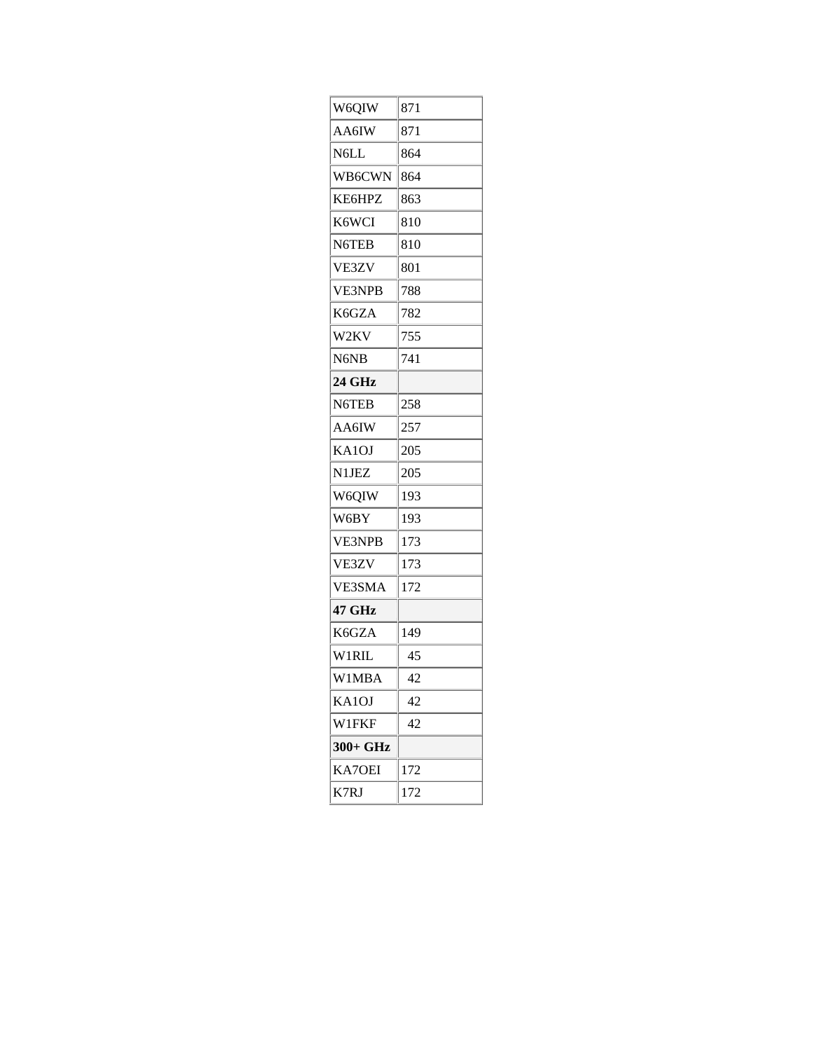| W6QIW | 871 |
|---|---|
| AA6IW | 871 |
| N6LL | 864 |
| WB6CWN | 864 |
| KE6HPZ | 863 |
| K6WCI | 810 |
| N6TEB | 810 |
| VE3ZV | 801 |
| VE3NPB | 788 |
| K6GZA | 782 |
| W2KV | 755 |
| N6NB | 741 |
| **24 GHz** | |
| N6TEB | 258 |
| AA6IW | 257 |
| KA1OJ | 205 |
| N1JEZ | 205 |
| W6QIW | 193 |
| W6BY | 193 |
| VE3NPB | 173 |
| VE3ZV | 173 |
| VE3SMA | 172 |
| **47 GHz** | |
| K6GZA | 149 |
| W1RIL | 45 |
| W1MBA | 42 |
| KA1OJ | 42 |
| W1FKF | 42 |
| **300+ GHz** | |
| KA7OEI | 172 |
| K7RJ | 172 |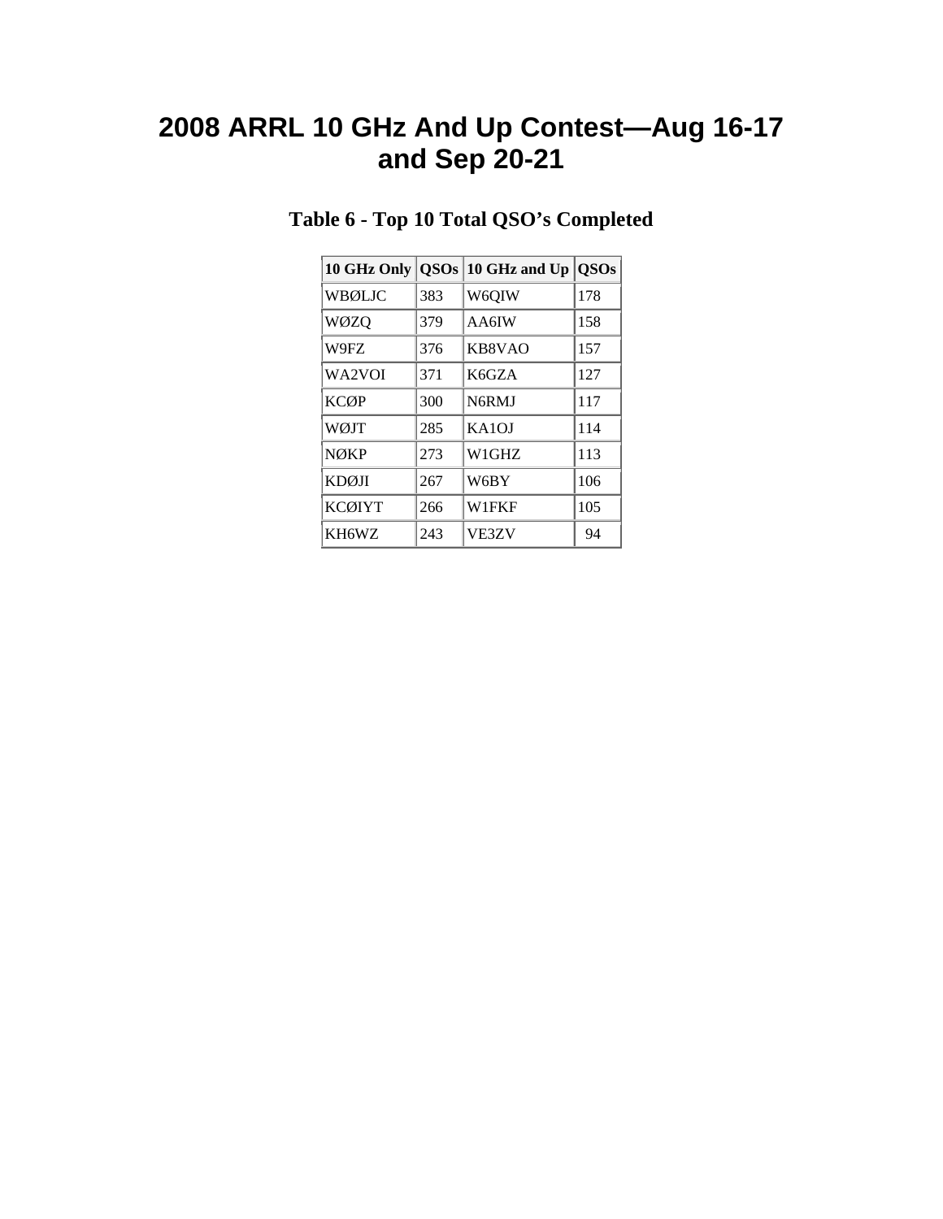# 2008 ARRL 10 GHz And Up Contest—Aug 16-17 and Sep 20-21

## Table 6 - Top 10 Total QSO's Completed

| 10 GHz Only | QSOs | 10 GHz and Up | QSOs |
|---|---|---|---|
| WBØLJC | 383 | W6QIW | 178 |
| WØZQ | 379 | AA6IW | 158 |
| W9FZ | 376 | KB8VAO | 157 |
| WA2VOI | 371 | K6GZA | 127 |
| KCØP | 300 | N6RMJ | 117 |
| WØJT | 285 | KA1OJ | 114 |
| NØKP | 273 | W1GHZ | 113 |
| KDØJI | 267 | W6BY | 106 |
| KCØIYT | 266 | W1FKF | 105 |
| KH6WZ | 243 | VE3ZV | 94 |